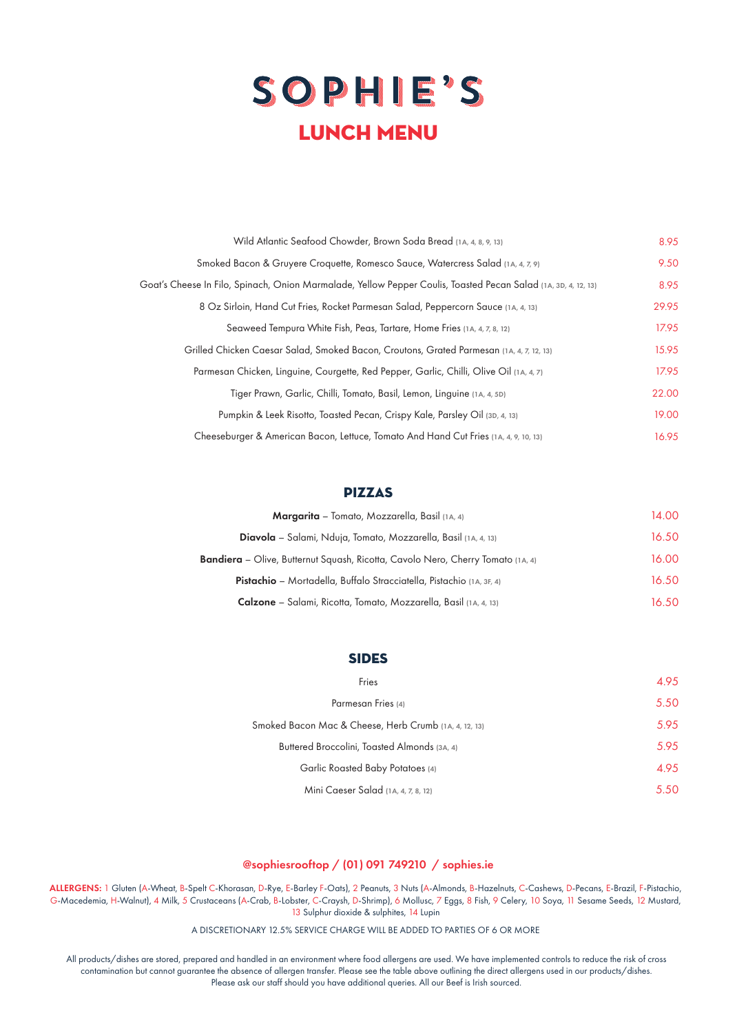# SOPHIE'S

## LUNCH MENU

| | |
|---|---|
| Wild Atlantic Seafood Chowder, Brown Soda Bread (1A, 4, 8, 9, 13) | 8.95 |
| Smoked Bacon & Gruyere Croquette, Romesco Sauce, Watercress Salad (1A, 4, 7, 9) | 9.50 |
| Goat's Cheese In Filo, Spinach, Onion Marmalade, Yellow Pepper Coulis, Toasted Pecan Salad (1A, 3D, 4, 12, 13) | 8.95 |
| 8 Oz Sirloin, Hand Cut Fries, Rocket Parmesan Salad, Peppercorn Sauce (1A, 4, 13) | 29.95 |
| Seaweed Tempura White Fish, Peas, Tartare, Home Fries (1A, 4, 7, 8, 12) | 17.95 |
| Grilled Chicken Caesar Salad, Smoked Bacon, Croutons, Grated Parmesan (1A, 4, 7, 12, 13) | 15.95 |
| Parmesan Chicken, Linguine, Courgette, Red Pepper, Garlic, Chilli, Olive Oil (1A, 4, 7) | 17.95 |
| Tiger Prawn, Garlic, Chilli, Tomato, Basil, Lemon, Linguine (1A, 4, 5D) | 22.00 |
| Pumpkin & Leek Risotto, Toasted Pecan, Crispy Kale, Parsley Oil (3D, 4, 13) | 19.00 |
| Cheeseburger & American Bacon, Lettuce, Tomato And Hand Cut Fries (1A, 4, 9, 10, 13) | 16.95 |

## PIZZAS

| | |
|---|---|
| **Margarita** – Tomato, Mozzarella, Basil (1A, 4) | 14.00 |
| **Diavola** – Salami, Nduja, Tomato, Mozzarella, Basil (1A, 4, 13) | 16.50 |
| **Bandiera** – Olive, Butternut Squash, Ricotta, Cavolo Nero, Cherry Tomato (1A, 4) | 16.00 |
| **Pistachio** – Mortadella, Buffalo Stracciatella, Pistachio (1A, 3F, 4) | 16.50 |
| **Calzone** – Salami, Ricotta, Tomato, Mozzarella, Basil (1A, 4, 13) | 16.50 |

## SIDES

| | |
|---|---|
| Fries | 4.95 |
| Parmesan Fries (4) | 5.50 |
| Smoked Bacon Mac & Cheese, Herb Crumb (1A, 4, 12, 13) | 5.95 |
| Buttered Broccolini, Toasted Almonds (3A, 4) | 5.95 |
| Garlic Roasted Baby Potatoes (4) | 4.95 |
| Mini Caeser Salad (1A, 4, 7, 8, 12) | 5.50 |

**@sophiesrooftop / (01) 091 749210 / sophies.ie**

**ALLERGENS:** 1 Gluten (A-Wheat, B-Spelt C-Khorasan, D-Rye, E-Barley F-Oats), 2 Peanuts, 3 Nuts (A-Almonds, B-Hazelnuts, C-Cashews, D-Pecans, E-Brazil, F-Pistachio, G-Macedemia, H-Walnut), 4 Milk, 5 Crustaceans (A-Crab, B-Lobster, C-Craysh, D-Shrimp), 6 Mollusc, 7 Eggs, 8 Fish, 9 Celery, 10 Soya, 11 Sesame Seeds, 12 Mustard, 13 Sulphur dioxide & sulphites, 14 Lupin

A DISCRETIONARY 12.5% SERVICE CHARGE WILL BE ADDED TO PARTIES OF 6 OR MORE

All products/dishes are stored, prepared and handled in an environment where food allergens are used. We have implemented controls to reduce the risk of cross contamination but cannot guarantee the absence of allergen transfer. Please see the table above outlining the direct allergens used in our products/dishes. Please ask our staff should you have additional queries. All our Beef is Irish sourced.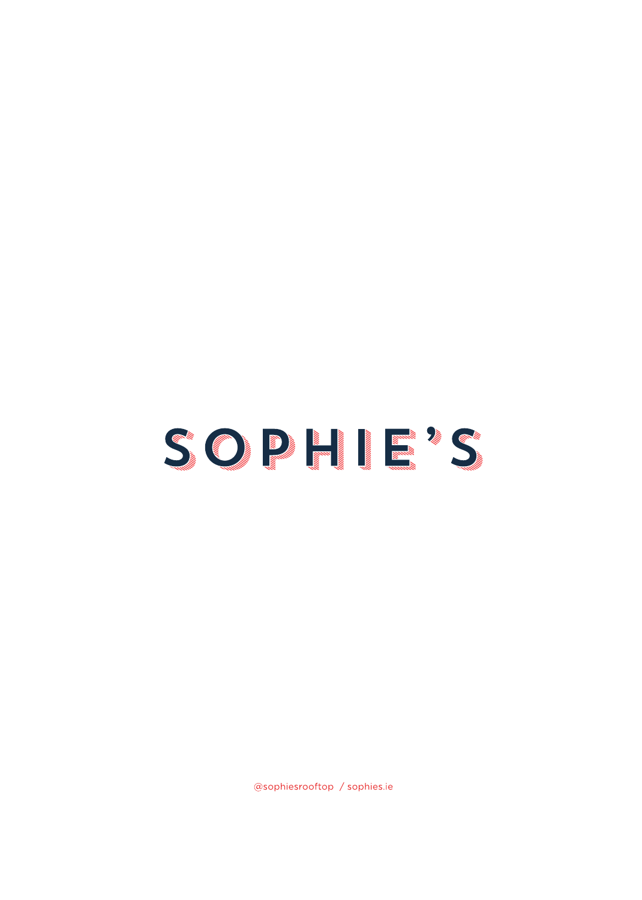# SOPHIE'S

@sophiesrooftop / sophies.ie